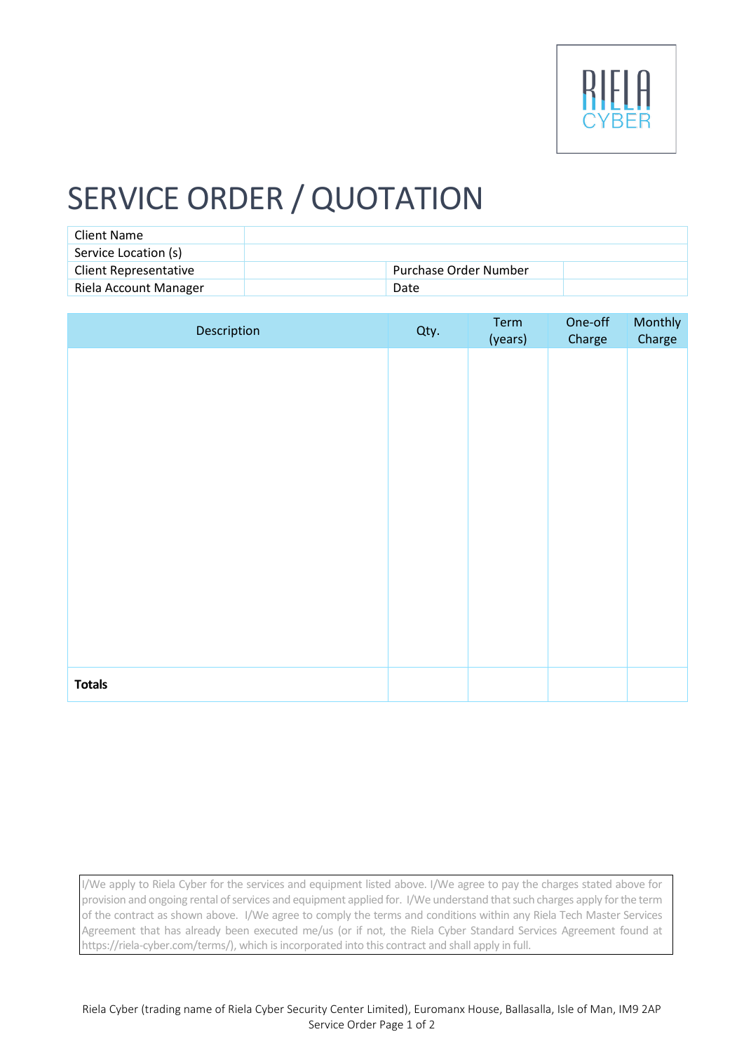RIELA CYBER

# SERVICE ORDER / QUOTATION

| Client Name | | | |
|---|---|---|---|
| Service Location (s) | | | |
| Client Representative | | Purchase Order Number | |
| Riela Account Manager | | Date | |

| Description | Qty. | Term (years) | One-off Charge | Monthly Charge |
|---|---|---|---|---|
| | | | | |
| **Totals** | | | | |

I/We apply to Riela Cyber for the services and equipment listed above. I/We agree to pay the charges stated above for provision and ongoing rental of services and equipment applied for. I/We understand that such charges apply for the term of the contract as shown above. I/We agree to comply the terms and conditions within any Riela Tech Master Services Agreement that has already been executed me/us (or if not, the Riela Cyber Standard Services Agreement found at https://riela-cyber.com/terms/), which is incorporated into this contract and shall apply in full.

Riela Cyber (trading name of Riela Cyber Security Center Limited), Euromanx House, Ballasalla, Isle of Man, IM9 2AP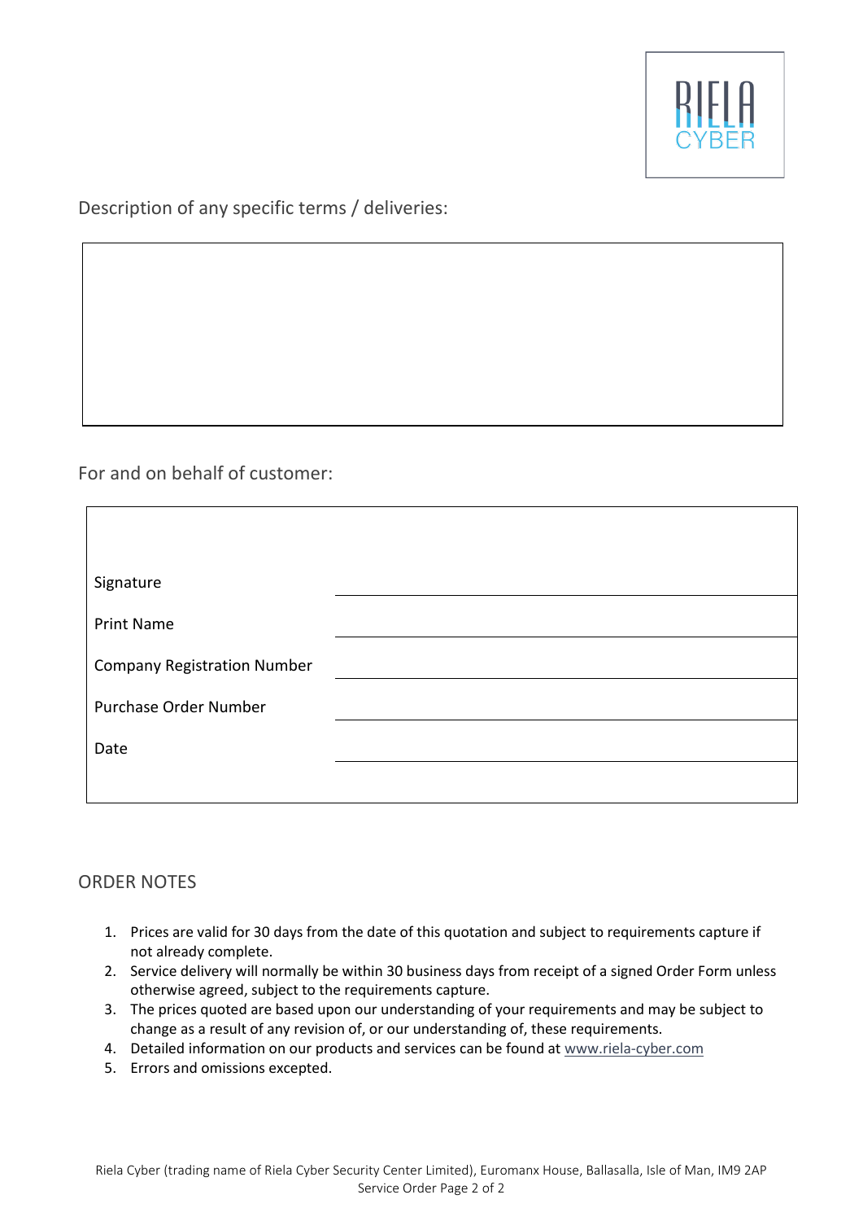Description of any specific terms / deliveries:

For and on behalf of customer:

| | |
|---|---|
| Signature | |
| Print Name | |
| Company Registration Number | |
| Purchase Order Number | |
| Date | |

## ORDER NOTES

1. Prices are valid for 30 days from the date of this quotation and subject to requirements capture if not already complete.
2. Service delivery will normally be within 30 business days from receipt of a signed Order Form unless otherwise agreed, subject to the requirements capture.
3. The prices quoted are based upon our understanding of your requirements and may be subject to change as a result of any revision of, or our understanding of, these requirements.
4. Detailed information on our products and services can be found at www.riela-cyber.com
5. Errors and omissions excepted.

Riela Cyber (trading name of Riela Cyber Security Center Limited), Euromanx House, Ballasalla, Isle of Man, IM9 2AP